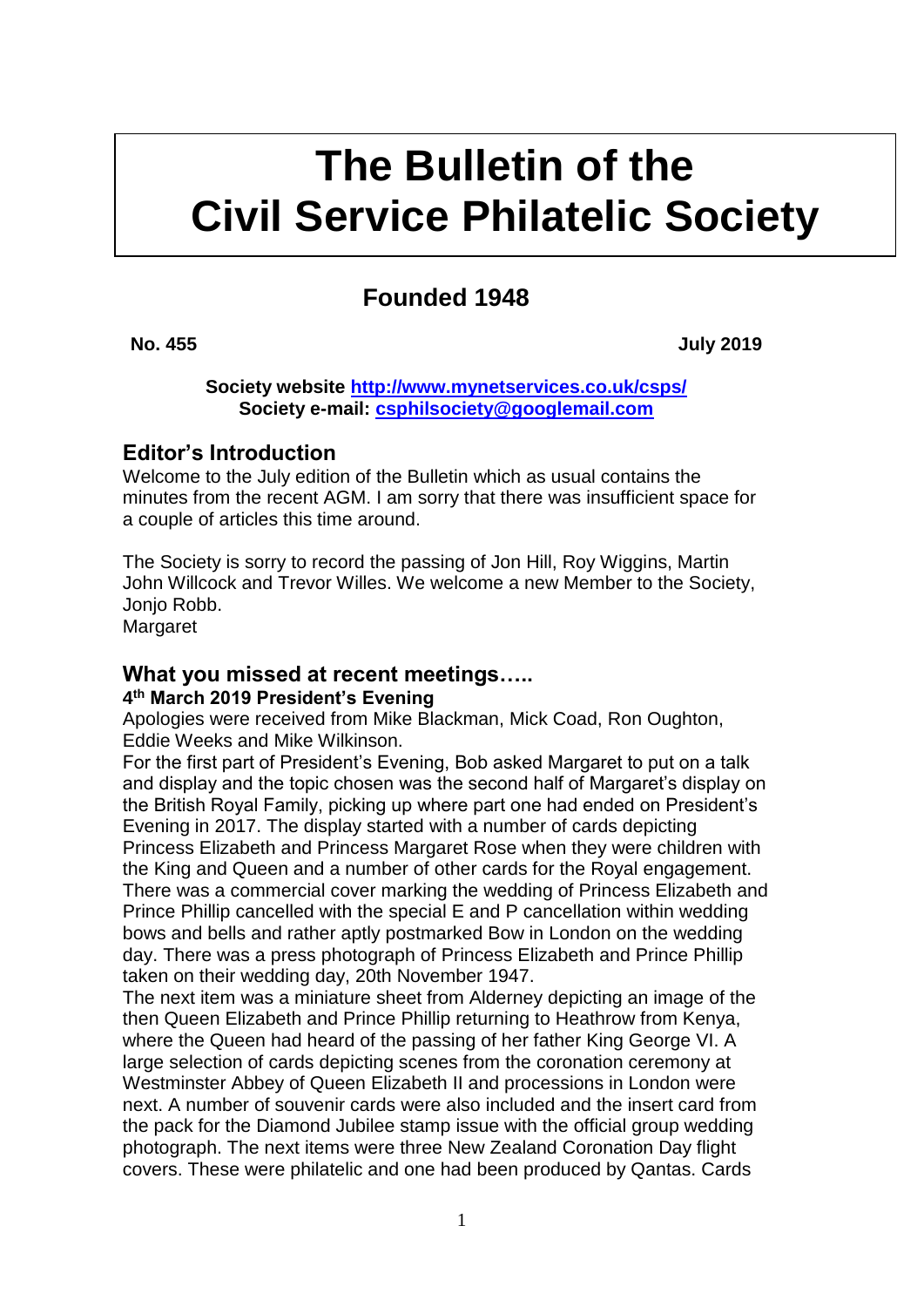# The Bulletin of the Civil Service Philatelic Society

## Founded 1948

**No. 455** **July 2019**

**Society website [http://www.mynetservices.co.uk/csps/](http://www.mynetservices.co.uk/csps/)**
**Society e-mail: [csphilsociety@googlemail.com](mailto:csphilsociety@googlemail.com)**

## Editor's Introduction

Welcome to the July edition of the Bulletin which as usual contains the minutes from the recent AGM. I am sorry that there was insufficient space for a couple of articles this time around.

The Society is sorry to record the passing of Jon Hill, Roy Wiggins, Martin John Willcock and Trevor Willes. We welcome a new Member to the Society, Jonjo Robb.
Margaret

## What you missed at recent meetings…..

### 4th March 2019 President's Evening

Apologies were received from Mike Blackman, Mick Coad, Ron Oughton, Eddie Weeks and Mike Wilkinson.

For the first part of President's Evening, Bob asked Margaret to put on a talk and display and the topic chosen was the second half of Margaret's display on the British Royal Family, picking up where part one had ended on President's Evening in 2017. The display started with a number of cards depicting Princess Elizabeth and Princess Margaret Rose when they were children with the King and Queen and a number of other cards for the Royal engagement. There was a commercial cover marking the wedding of Princess Elizabeth and Prince Phillip cancelled with the special E and P cancellation within wedding bows and bells and rather aptly postmarked Bow in London on the wedding day. There was a press photograph of Princess Elizabeth and Prince Phillip taken on their wedding day, 20th November 1947.

The next item was a miniature sheet from Alderney depicting an image of the then Queen Elizabeth and Prince Phillip returning to Heathrow from Kenya, where the Queen had heard of the passing of her father King George VI. A large selection of cards depicting scenes from the coronation ceremony at Westminster Abbey of Queen Elizabeth II and processions in London were next. A number of souvenir cards were also included and the insert card from the pack for the Diamond Jubilee stamp issue with the official group wedding photograph. The next items were three New Zealand Coronation Day flight covers. These were philatelic and one had been produced by Qantas. Cards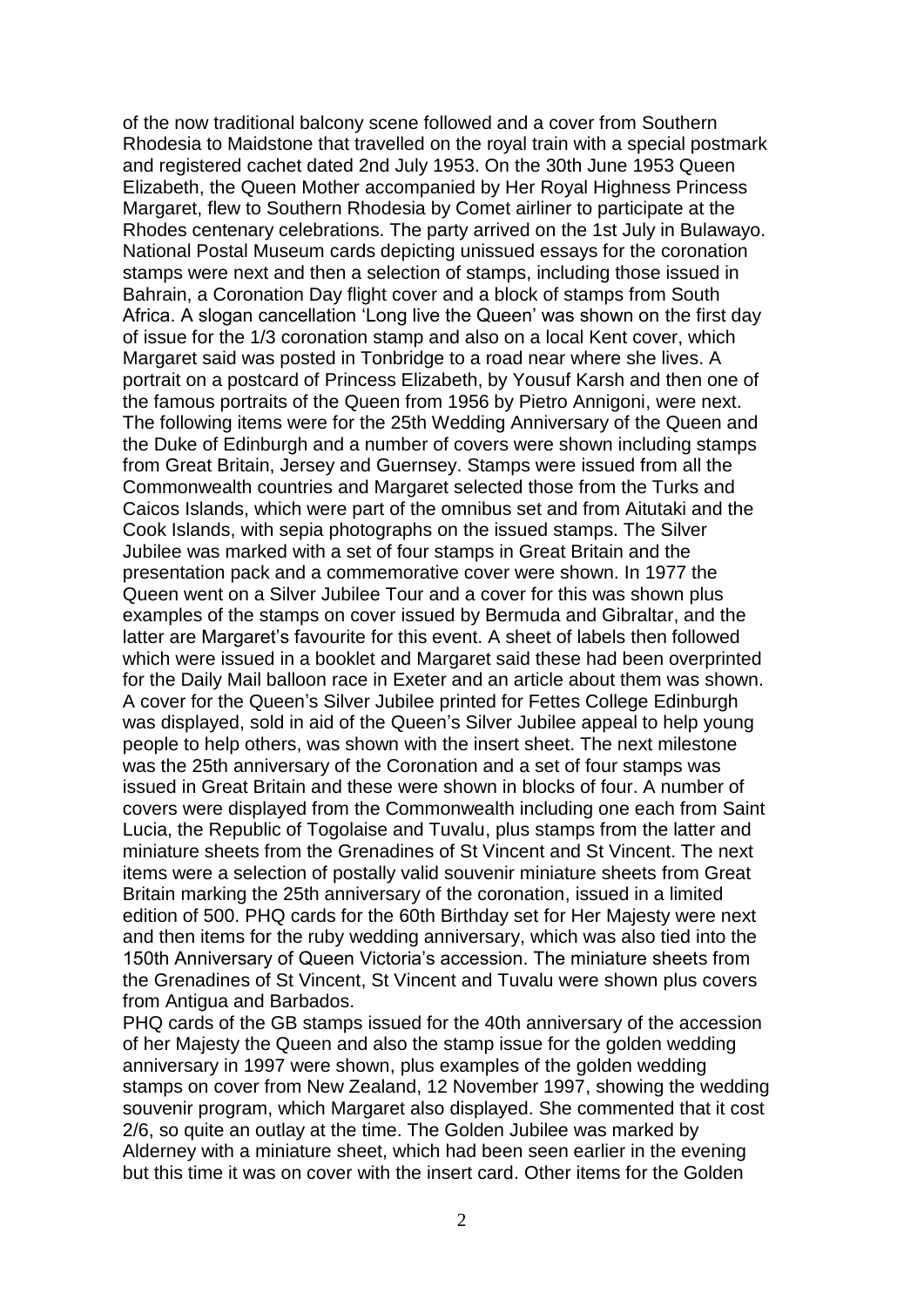of the now traditional balcony scene followed and a cover from Southern Rhodesia to Maidstone that travelled on the royal train with a special postmark and registered cachet dated 2nd July 1953. On the 30th June 1953 Queen Elizabeth, the Queen Mother accompanied by Her Royal Highness Princess Margaret, flew to Southern Rhodesia by Comet airliner to participate at the Rhodes centenary celebrations. The party arrived on the 1st July in Bulawayo. National Postal Museum cards depicting unissued essays for the coronation stamps were next and then a selection of stamps, including those issued in Bahrain, a Coronation Day flight cover and a block of stamps from South Africa. A slogan cancellation 'Long live the Queen' was shown on the first day of issue for the 1/3 coronation stamp and also on a local Kent cover, which Margaret said was posted in Tonbridge to a road near where she lives. A portrait on a postcard of Princess Elizabeth, by Yousuf Karsh and then one of the famous portraits of the Queen from 1956 by Pietro Annigoni, were next. The following items were for the 25th Wedding Anniversary of the Queen and the Duke of Edinburgh and a number of covers were shown including stamps from Great Britain, Jersey and Guernsey. Stamps were issued from all the Commonwealth countries and Margaret selected those from the Turks and Caicos Islands, which were part of the omnibus set and from Aitutaki and the Cook Islands, with sepia photographs on the issued stamps. The Silver Jubilee was marked with a set of four stamps in Great Britain and the presentation pack and a commemorative cover were shown. In 1977 the Queen went on a Silver Jubilee Tour and a cover for this was shown plus examples of the stamps on cover issued by Bermuda and Gibraltar, and the latter are Margaret's favourite for this event. A sheet of labels then followed which were issued in a booklet and Margaret said these had been overprinted for the Daily Mail balloon race in Exeter and an article about them was shown. A cover for the Queen's Silver Jubilee printed for Fettes College Edinburgh was displayed, sold in aid of the Queen's Silver Jubilee appeal to help young people to help others, was shown with the insert sheet. The next milestone was the 25th anniversary of the Coronation and a set of four stamps was issued in Great Britain and these were shown in blocks of four. A number of covers were displayed from the Commonwealth including one each from Saint Lucia, the Republic of Togolaise and Tuvalu, plus stamps from the latter and miniature sheets from the Grenadines of St Vincent and St Vincent. The next items were a selection of postally valid souvenir miniature sheets from Great Britain marking the 25th anniversary of the coronation, issued in a limited edition of 500. PHQ cards for the 60th Birthday set for Her Majesty were next and then items for the ruby wedding anniversary, which was also tied into the 150th Anniversary of Queen Victoria's accession. The miniature sheets from the Grenadines of St Vincent, St Vincent and Tuvalu were shown plus covers from Antigua and Barbados.

PHQ cards of the GB stamps issued for the 40th anniversary of the accession of her Majesty the Queen and also the stamp issue for the golden wedding anniversary in 1997 were shown, plus examples of the golden wedding stamps on cover from New Zealand, 12 November 1997, showing the wedding souvenir program, which Margaret also displayed. She commented that it cost 2/6, so quite an outlay at the time. The Golden Jubilee was marked by Alderney with a miniature sheet, which had been seen earlier in the evening but this time it was on cover with the insert card. Other items for the Golden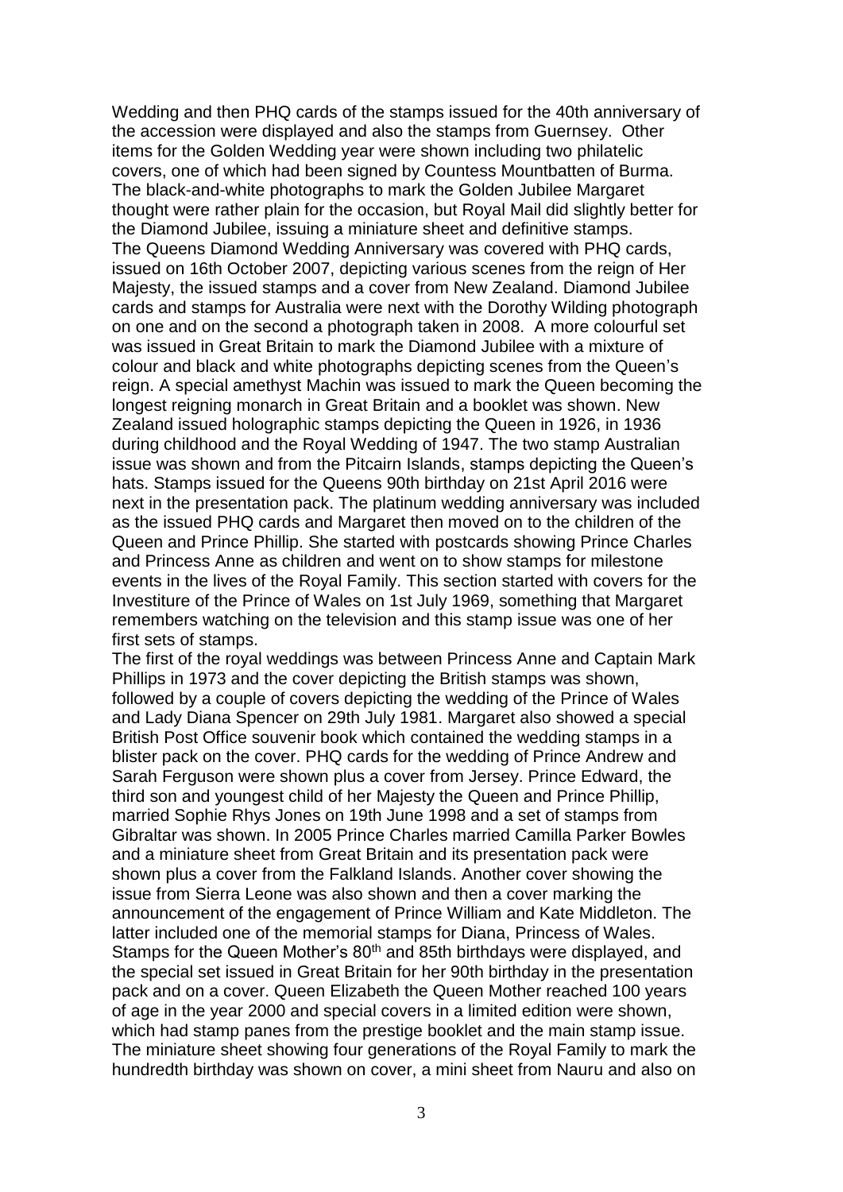Wedding and then PHQ cards of the stamps issued for the 40th anniversary of the accession were displayed and also the stamps from Guernsey. Other items for the Golden Wedding year were shown including two philatelic covers, one of which had been signed by Countess Mountbatten of Burma. The black-and-white photographs to mark the Golden Jubilee Margaret thought were rather plain for the occasion, but Royal Mail did slightly better for the Diamond Jubilee, issuing a miniature sheet and definitive stamps.

The Queens Diamond Wedding Anniversary was covered with PHQ cards, issued on 16th October 2007, depicting various scenes from the reign of Her Majesty, the issued stamps and a cover from New Zealand. Diamond Jubilee cards and stamps for Australia were next with the Dorothy Wilding photograph on one and on the second a photograph taken in 2008. A more colourful set was issued in Great Britain to mark the Diamond Jubilee with a mixture of colour and black and white photographs depicting scenes from the Queen's reign. A special amethyst Machin was issued to mark the Queen becoming the longest reigning monarch in Great Britain and a booklet was shown. New Zealand issued holographic stamps depicting the Queen in 1926, in 1936 during childhood and the Royal Wedding of 1947. The two stamp Australian issue was shown and from the Pitcairn Islands, stamps depicting the Queen's hats. Stamps issued for the Queens 90th birthday on 21st April 2016 were next in the presentation pack. The platinum wedding anniversary was included as the issued PHQ cards and Margaret then moved on to the children of the Queen and Prince Phillip. She started with postcards showing Prince Charles and Princess Anne as children and went on to show stamps for milestone events in the lives of the Royal Family. This section started with covers for the Investiture of the Prince of Wales on 1st July 1969, something that Margaret remembers watching on the television and this stamp issue was one of her first sets of stamps.

The first of the royal weddings was between Princess Anne and Captain Mark Phillips in 1973 and the cover depicting the British stamps was shown, followed by a couple of covers depicting the wedding of the Prince of Wales and Lady Diana Spencer on 29th July 1981. Margaret also showed a special British Post Office souvenir book which contained the wedding stamps in a blister pack on the cover. PHQ cards for the wedding of Prince Andrew and Sarah Ferguson were shown plus a cover from Jersey. Prince Edward, the third son and youngest child of her Majesty the Queen and Prince Phillip, married Sophie Rhys Jones on 19th June 1998 and a set of stamps from Gibraltar was shown. In 2005 Prince Charles married Camilla Parker Bowles and a miniature sheet from Great Britain and its presentation pack were shown plus a cover from the Falkland Islands. Another cover showing the issue from Sierra Leone was also shown and then a cover marking the announcement of the engagement of Prince William and Kate Middleton. The latter included one of the memorial stamps for Diana, Princess of Wales. Stamps for the Queen Mother's 80th and 85th birthdays were displayed, and the special set issued in Great Britain for her 90th birthday in the presentation pack and on a cover. Queen Elizabeth the Queen Mother reached 100 years of age in the year 2000 and special covers in a limited edition were shown, which had stamp panes from the prestige booklet and the main stamp issue. The miniature sheet showing four generations of the Royal Family to mark the hundredth birthday was shown on cover, a mini sheet from Nauru and also on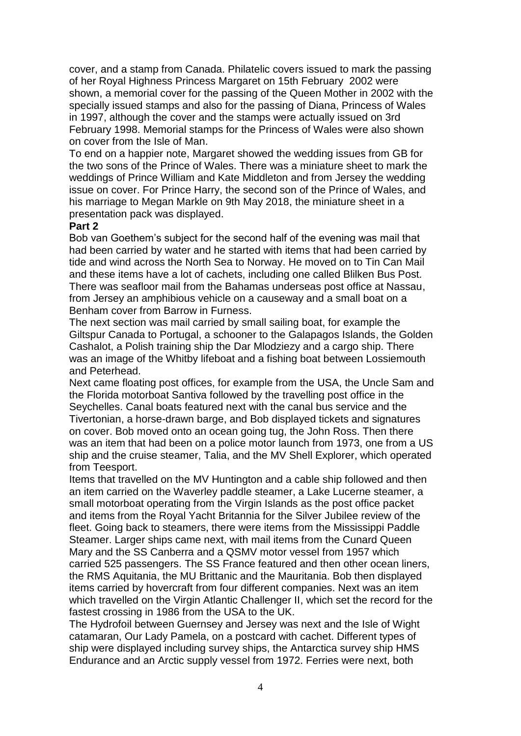cover, and a stamp from Canada. Philatelic covers issued to mark the passing of her Royal Highness Princess Margaret on 15th February 2002 were shown, a memorial cover for the passing of the Queen Mother in 2002 with the specially issued stamps and also for the passing of Diana, Princess of Wales in 1997, although the cover and the stamps were actually issued on 3rd February 1998. Memorial stamps for the Princess of Wales were also shown on cover from the Isle of Man.

To end on a happier note, Margaret showed the wedding issues from GB for the two sons of the Prince of Wales. There was a miniature sheet to mark the weddings of Prince William and Kate Middleton and from Jersey the wedding issue on cover. For Prince Harry, the second son of the Prince of Wales, and his marriage to Megan Markle on 9th May 2018, the miniature sheet in a presentation pack was displayed.

**Part 2**

Bob van Goethem's subject for the second half of the evening was mail that had been carried by water and he started with items that had been carried by tide and wind across the North Sea to Norway. He moved on to Tin Can Mail and these items have a lot of cachets, including one called Blilken Bus Post. There was seafloor mail from the Bahamas underseas post office at Nassau, from Jersey an amphibious vehicle on a causeway and a small boat on a Benham cover from Barrow in Furness.

The next section was mail carried by small sailing boat, for example the Giltspur Canada to Portugal, a schooner to the Galapagos Islands, the Golden Cashalot, a Polish training ship the Dar Mlodziezy and a cargo ship. There was an image of the Whitby lifeboat and a fishing boat between Lossiemouth and Peterhead.

Next came floating post offices, for example from the USA, the Uncle Sam and the Florida motorboat Santiva followed by the travelling post office in the Seychelles. Canal boats featured next with the canal bus service and the Tivertonian, a horse-drawn barge, and Bob displayed tickets and signatures on cover. Bob moved onto an ocean going tug, the John Ross. Then there was an item that had been on a police motor launch from 1973, one from a US ship and the cruise steamer, Talia, and the MV Shell Explorer, which operated from Teesport.

Items that travelled on the MV Huntington and a cable ship followed and then an item carried on the Waverley paddle steamer, a Lake Lucerne steamer, a small motorboat operating from the Virgin Islands as the post office packet and items from the Royal Yacht Britannia for the Silver Jubilee review of the fleet. Going back to steamers, there were items from the Mississippi Paddle Steamer. Larger ships came next, with mail items from the Cunard Queen Mary and the SS Canberra and a QSMV motor vessel from 1957 which carried 525 passengers. The SS France featured and then other ocean liners, the RMS Aquitania, the MU Brittanic and the Mauritania. Bob then displayed items carried by hovercraft from four different companies. Next was an item which travelled on the Virgin Atlantic Challenger II, which set the record for the fastest crossing in 1986 from the USA to the UK.

The Hydrofoil between Guernsey and Jersey was next and the Isle of Wight catamaran, Our Lady Pamela, on a postcard with cachet. Different types of ship were displayed including survey ships, the Antarctica survey ship HMS Endurance and an Arctic supply vessel from 1972. Ferries were next, both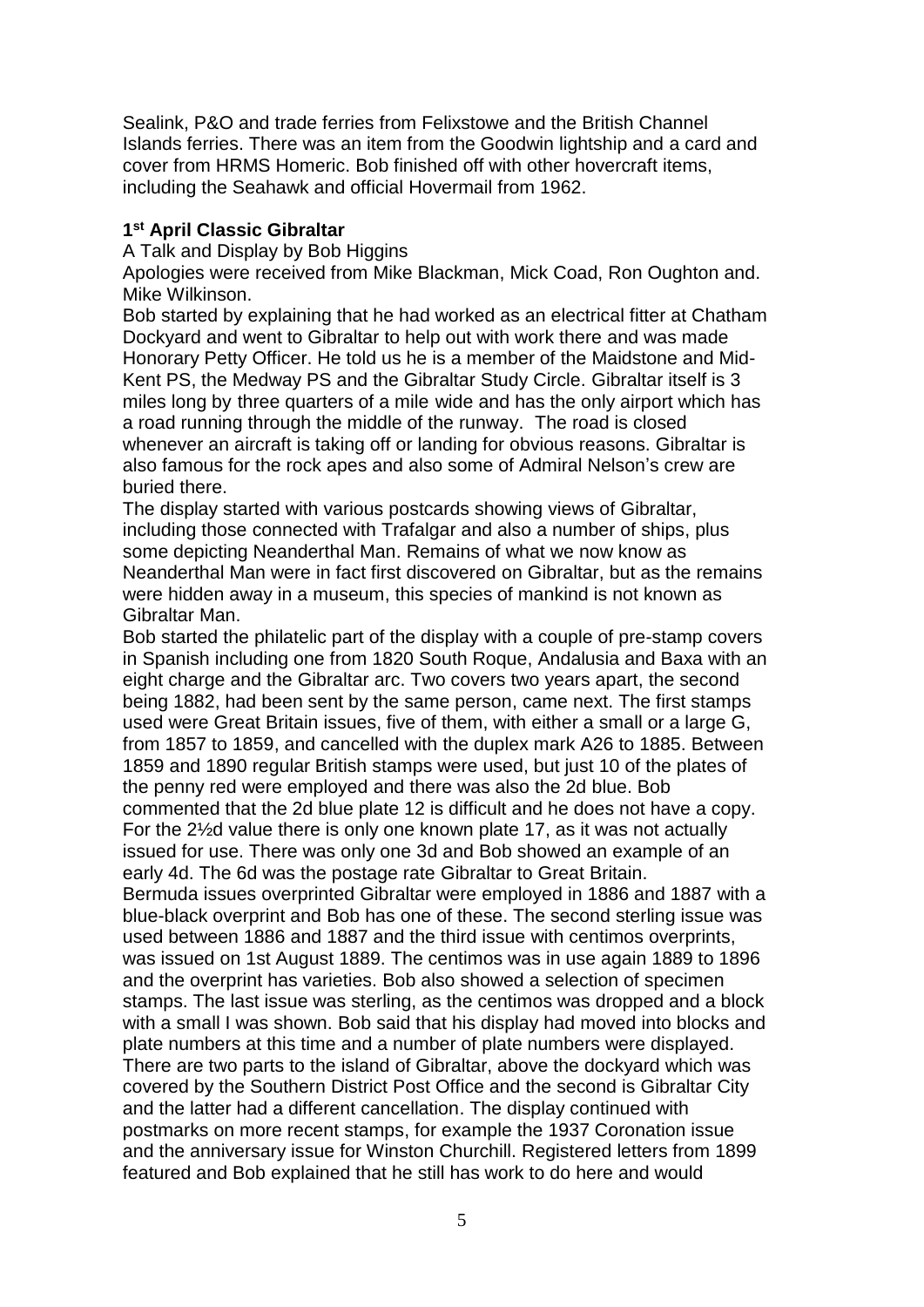Sealink, P&O and trade ferries from Felixstowe and the British Channel Islands ferries. There was an item from the Goodwin lightship and a card and cover from HRMS Homeric. Bob finished off with other hovercraft items, including the Seahawk and official Hovermail from 1962.

**1st April Classic Gibraltar**

A Talk and Display by Bob Higgins

Apologies were received from Mike Blackman, Mick Coad, Ron Oughton and. Mike Wilkinson.

Bob started by explaining that he had worked as an electrical fitter at Chatham Dockyard and went to Gibraltar to help out with work there and was made Honorary Petty Officer. He told us he is a member of the Maidstone and Mid-Kent PS, the Medway PS and the Gibraltar Study Circle. Gibraltar itself is 3 miles long by three quarters of a mile wide and has the only airport which has a road running through the middle of the runway. The road is closed whenever an aircraft is taking off or landing for obvious reasons. Gibraltar is also famous for the rock apes and also some of Admiral Nelson's crew are buried there.

The display started with various postcards showing views of Gibraltar, including those connected with Trafalgar and also a number of ships, plus some depicting Neanderthal Man. Remains of what we now know as Neanderthal Man were in fact first discovered on Gibraltar, but as the remains were hidden away in a museum, this species of mankind is not known as Gibraltar Man.

Bob started the philatelic part of the display with a couple of pre-stamp covers in Spanish including one from 1820 South Roque, Andalusia and Baxa with an eight charge and the Gibraltar arc. Two covers two years apart, the second being 1882, had been sent by the same person, came next. The first stamps used were Great Britain issues, five of them, with either a small or a large G, from 1857 to 1859, and cancelled with the duplex mark A26 to 1885. Between 1859 and 1890 regular British stamps were used, but just 10 of the plates of the penny red were employed and there was also the 2d blue. Bob commented that the 2d blue plate 12 is difficult and he does not have a copy. For the 2½d value there is only one known plate 17, as it was not actually issued for use. There was only one 3d and Bob showed an example of an early 4d. The 6d was the postage rate Gibraltar to Great Britain.

Bermuda issues overprinted Gibraltar were employed in 1886 and 1887 with a blue-black overprint and Bob has one of these. The second sterling issue was used between 1886 and 1887 and the third issue with centimos overprints, was issued on 1st August 1889. The centimos was in use again 1889 to 1896 and the overprint has varieties. Bob also showed a selection of specimen stamps. The last issue was sterling, as the centimos was dropped and a block with a small I was shown. Bob said that his display had moved into blocks and plate numbers at this time and a number of plate numbers were displayed. There are two parts to the island of Gibraltar, above the dockyard which was covered by the Southern District Post Office and the second is Gibraltar City and the latter had a different cancellation. The display continued with postmarks on more recent stamps, for example the 1937 Coronation issue and the anniversary issue for Winston Churchill. Registered letters from 1899 featured and Bob explained that he still has work to do here and would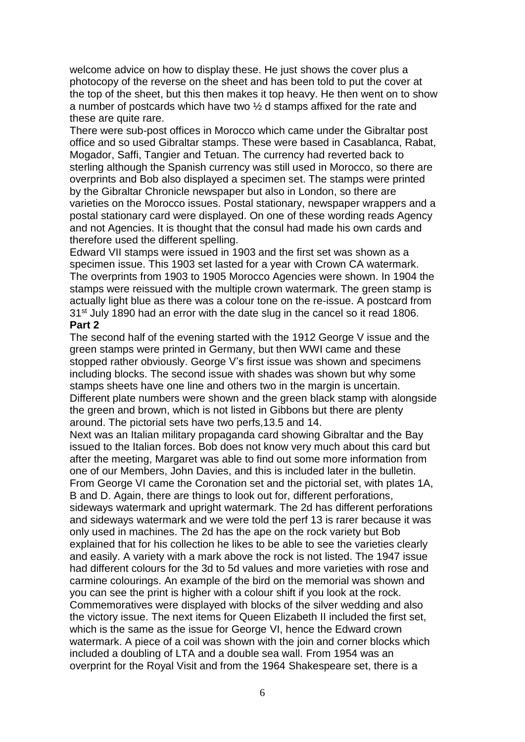welcome advice on how to display these. He just shows the cover plus a photocopy of the reverse on the sheet and has been told to put the cover at the top of the sheet, but this then makes it top heavy. He then went on to show a number of postcards which have two ½ d stamps affixed for the rate and these are quite rare.

There were sub-post offices in Morocco which came under the Gibraltar post office and so used Gibraltar stamps. These were based in Casablanca, Rabat, Mogador, Saffi, Tangier and Tetuan. The currency had reverted back to sterling although the Spanish currency was still used in Morocco, so there are overprints and Bob also displayed a specimen set. The stamps were printed by the Gibraltar Chronicle newspaper but also in London, so there are varieties on the Morocco issues. Postal stationary, newspaper wrappers and a postal stationary card were displayed. On one of these wording reads Agency and not Agencies. It is thought that the consul had made his own cards and therefore used the different spelling.

Edward VII stamps were issued in 1903 and the first set was shown as a specimen issue. This 1903 set lasted for a year with Crown CA watermark. The overprints from 1903 to 1905 Morocco Agencies were shown. In 1904 the stamps were reissued with the multiple crown watermark. The green stamp is actually light blue as there was a colour tone on the re-issue. A postcard from 31st July 1890 had an error with the date slug in the cancel so it read 1806.

**Part 2**

The second half of the evening started with the 1912 George V issue and the green stamps were printed in Germany, but then WWI came and these stopped rather obviously. George V's first issue was shown and specimens including blocks. The second issue with shades was shown but why some stamps sheets have one line and others two in the margin is uncertain. Different plate numbers were shown and the green black stamp with alongside the green and brown, which is not listed in Gibbons but there are plenty around. The pictorial sets have two perfs,13.5 and 14.

Next was an Italian military propaganda card showing Gibraltar and the Bay issued to the Italian forces. Bob does not know very much about this card but after the meeting, Margaret was able to find out some more information from one of our Members, John Davies, and this is included later in the bulletin. From George VI came the Coronation set and the pictorial set, with plates 1A, B and D. Again, there are things to look out for, different perforations, sideways watermark and upright watermark. The 2d has different perforations and sideways watermark and we were told the perf 13 is rarer because it was only used in machines. The 2d has the ape on the rock variety but Bob explained that for his collection he likes to be able to see the varieties clearly and easily. A variety with a mark above the rock is not listed. The 1947 issue had different colours for the 3d to 5d values and more varieties with rose and carmine colourings. An example of the bird on the memorial was shown and you can see the print is higher with a colour shift if you look at the rock. Commemoratives were displayed with blocks of the silver wedding and also the victory issue. The next items for Queen Elizabeth II included the first set, which is the same as the issue for George VI, hence the Edward crown watermark. A piece of a coil was shown with the join and corner blocks which included a doubling of LTA and a double sea wall. From 1954 was an overprint for the Royal Visit and from the 1964 Shakespeare set, there is a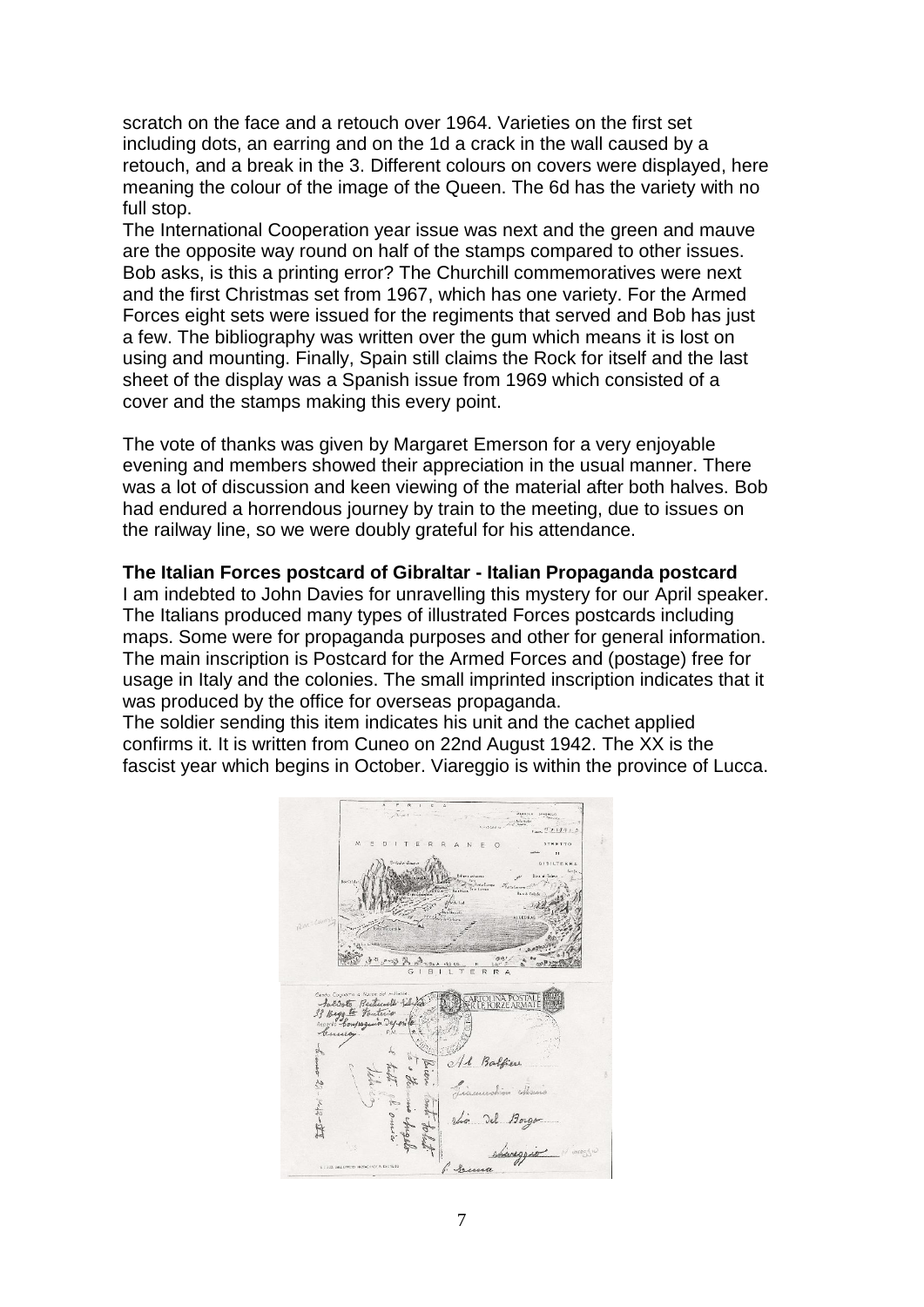scratch on the face and a retouch over 1964. Varieties on the first set including dots, an earring and on the 1d a crack in the wall caused by a retouch, and a break in the 3. Different colours on covers were displayed, here meaning the colour of the image of the Queen. The 6d has the variety with no full stop.

The International Cooperation year issue was next and the green and mauve are the opposite way round on half of the stamps compared to other issues. Bob asks, is this a printing error? The Churchill commemoratives were next and the first Christmas set from 1967, which has one variety. For the Armed Forces eight sets were issued for the regiments that served and Bob has just a few. The bibliography was written over the gum which means it is lost on using and mounting. Finally, Spain still claims the Rock for itself and the last sheet of the display was a Spanish issue from 1969 which consisted of a cover and the stamps making this every point.

The vote of thanks was given by Margaret Emerson for a very enjoyable evening and members showed their appreciation in the usual manner. There was a lot of discussion and keen viewing of the material after both halves. Bob had endured a horrendous journey by train to the meeting, due to issues on the railway line, so we were doubly grateful for his attendance.

**The Italian Forces postcard of Gibraltar - Italian Propaganda postcard**

I am indebted to John Davies for unravelling this mystery for our April speaker. The Italians produced many types of illustrated Forces postcards including maps. Some were for propaganda purposes and other for general information. The main inscription is Postcard for the Armed Forces and (postage) free for usage in Italy and the colonies. The small imprinted inscription indicates that it was produced by the office for overseas propaganda.

The soldier sending this item indicates his unit and the cachet applied confirms it. It is written from Cuneo on 22nd August 1942. The XX is the fascist year which begins in October. Viareggio is within the province of Lucca.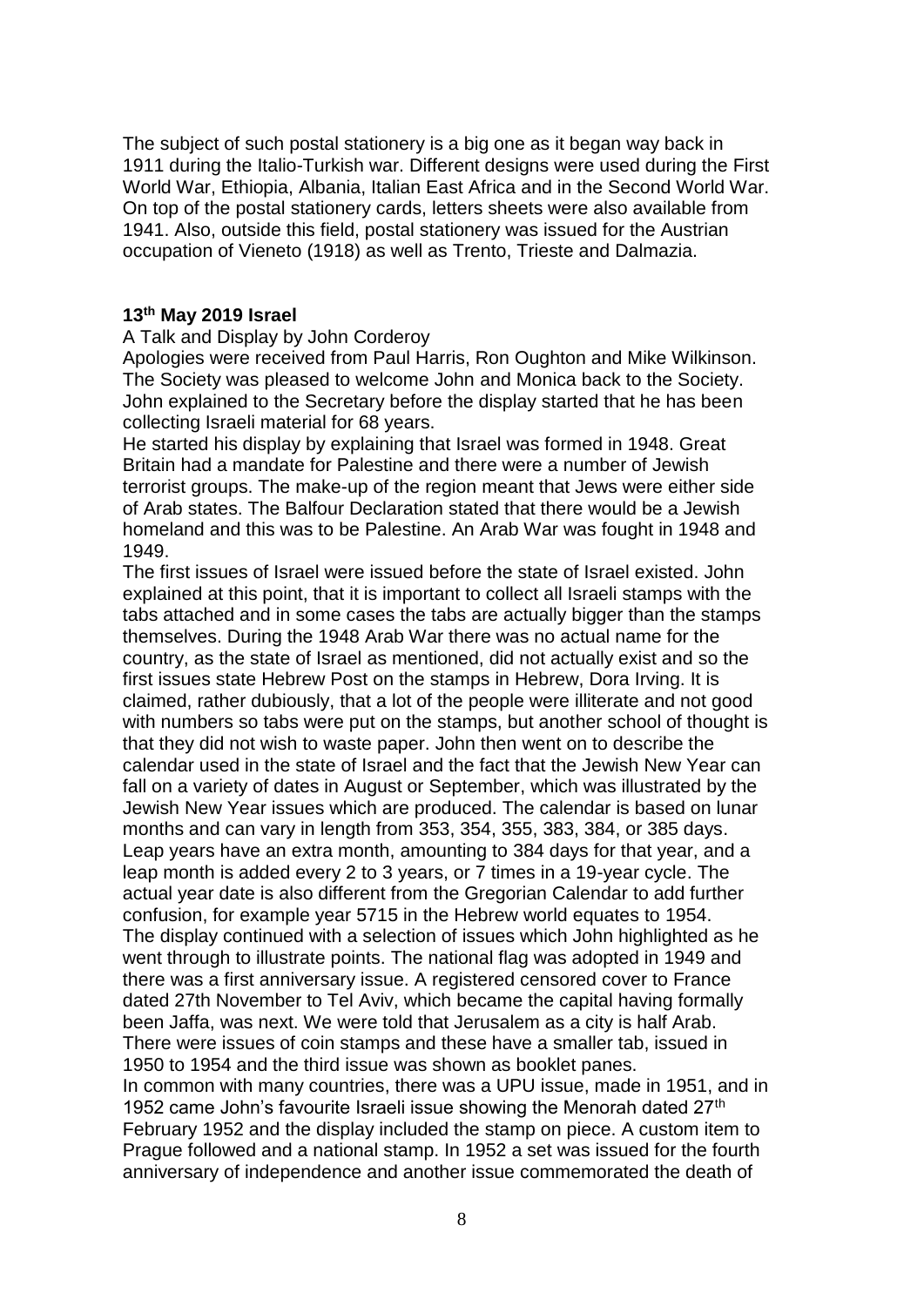The subject of such postal stationery is a big one as it began way back in 1911 during the Italio-Turkish war. Different designs were used during the First World War, Ethiopia, Albania, Italian East Africa and in the Second World War. On top of the postal stationery cards, letters sheets were also available from 1941. Also, outside this field, postal stationery was issued for the Austrian occupation of Vieneto (1918) as well as Trento, Trieste and Dalmazia.

**13th May 2019 Israel**

A Talk and Display by John Corderoy

Apologies were received from Paul Harris, Ron Oughton and Mike Wilkinson. The Society was pleased to welcome John and Monica back to the Society. John explained to the Secretary before the display started that he has been collecting Israeli material for 68 years.

He started his display by explaining that Israel was formed in 1948. Great Britain had a mandate for Palestine and there were a number of Jewish terrorist groups. The make-up of the region meant that Jews were either side of Arab states. The Balfour Declaration stated that there would be a Jewish homeland and this was to be Palestine. An Arab War was fought in 1948 and 1949.

The first issues of Israel were issued before the state of Israel existed. John explained at this point, that it is important to collect all Israeli stamps with the tabs attached and in some cases the tabs are actually bigger than the stamps themselves. During the 1948 Arab War there was no actual name for the country, as the state of Israel as mentioned, did not actually exist and so the first issues state Hebrew Post on the stamps in Hebrew, Dora Irving. It is claimed, rather dubiously, that a lot of the people were illiterate and not good with numbers so tabs were put on the stamps, but another school of thought is that they did not wish to waste paper. John then went on to describe the calendar used in the state of Israel and the fact that the Jewish New Year can fall on a variety of dates in August or September, which was illustrated by the Jewish New Year issues which are produced. The calendar is based on lunar months and can vary in length from 353, 354, 355, 383, 384, or 385 days. Leap years have an extra month, amounting to 384 days for that year, and a leap month is added every 2 to 3 years, or 7 times in a 19-year cycle. The actual year date is also different from the Gregorian Calendar to add further confusion, for example year 5715 in the Hebrew world equates to 1954.

The display continued with a selection of issues which John highlighted as he went through to illustrate points. The national flag was adopted in 1949 and there was a first anniversary issue. A registered censored cover to France dated 27th November to Tel Aviv, which became the capital having formally been Jaffa, was next. We were told that Jerusalem as a city is half Arab. There were issues of coin stamps and these have a smaller tab, issued in 1950 to 1954 and the third issue was shown as booklet panes.

In common with many countries, there was a UPU issue, made in 1951, and in 1952 came John's favourite Israeli issue showing the Menorah dated 27th February 1952 and the display included the stamp on piece. A custom item to Prague followed and a national stamp. In 1952 a set was issued for the fourth anniversary of independence and another issue commemorated the death of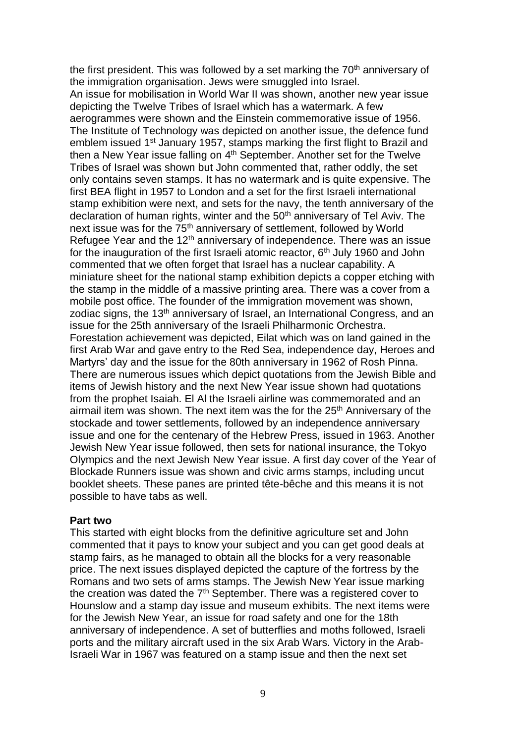the first president. This was followed by a set marking the 70th anniversary of the immigration organisation. Jews were smuggled into Israel.

An issue for mobilisation in World War II was shown, another new year issue depicting the Twelve Tribes of Israel which has a watermark. A few aerogrammes were shown and the Einstein commemorative issue of 1956. The Institute of Technology was depicted on another issue, the defence fund emblem issued 1st January 1957, stamps marking the first flight to Brazil and then a New Year issue falling on 4th September. Another set for the Twelve Tribes of Israel was shown but John commented that, rather oddly, the set only contains seven stamps. It has no watermark and is quite expensive. The first BEA flight in 1957 to London and a set for the first Israeli international stamp exhibition were next, and sets for the navy, the tenth anniversary of the declaration of human rights, winter and the 50th anniversary of Tel Aviv. The next issue was for the 75th anniversary of settlement, followed by World Refugee Year and the 12th anniversary of independence. There was an issue for the inauguration of the first Israeli atomic reactor, 6th July 1960 and John commented that we often forget that Israel has a nuclear capability. A miniature sheet for the national stamp exhibition depicts a copper etching with the stamp in the middle of a massive printing area. There was a cover from a mobile post office. The founder of the immigration movement was shown, zodiac signs, the 13th anniversary of Israel, an International Congress, and an issue for the 25th anniversary of the Israeli Philharmonic Orchestra. Forestation achievement was depicted, Eilat which was on land gained in the first Arab War and gave entry to the Red Sea, independence day, Heroes and Martyrs' day and the issue for the 80th anniversary in 1962 of Rosh Pinna. There are numerous issues which depict quotations from the Jewish Bible and items of Jewish history and the next New Year issue shown had quotations from the prophet Isaiah. El Al the Israeli airline was commemorated and an airmail item was shown. The next item was the for the 25th Anniversary of the stockade and tower settlements, followed by an independence anniversary issue and one for the centenary of the Hebrew Press, issued in 1963. Another Jewish New Year issue followed, then sets for national insurance, the Tokyo Olympics and the next Jewish New Year issue. A first day cover of the Year of Blockade Runners issue was shown and civic arms stamps, including uncut booklet sheets. These panes are printed tête-bêche and this means it is not possible to have tabs as well.

**Part two**

This started with eight blocks from the definitive agriculture set and John commented that it pays to know your subject and you can get good deals at stamp fairs, as he managed to obtain all the blocks for a very reasonable price. The next issues displayed depicted the capture of the fortress by the Romans and two sets of arms stamps. The Jewish New Year issue marking the creation was dated the 7th September. There was a registered cover to Hounslow and a stamp day issue and museum exhibits. The next items were for the Jewish New Year, an issue for road safety and one for the 18th anniversary of independence. A set of butterflies and moths followed, Israeli ports and the military aircraft used in the six Arab Wars. Victory in the Arab-Israeli War in 1967 was featured on a stamp issue and then the next set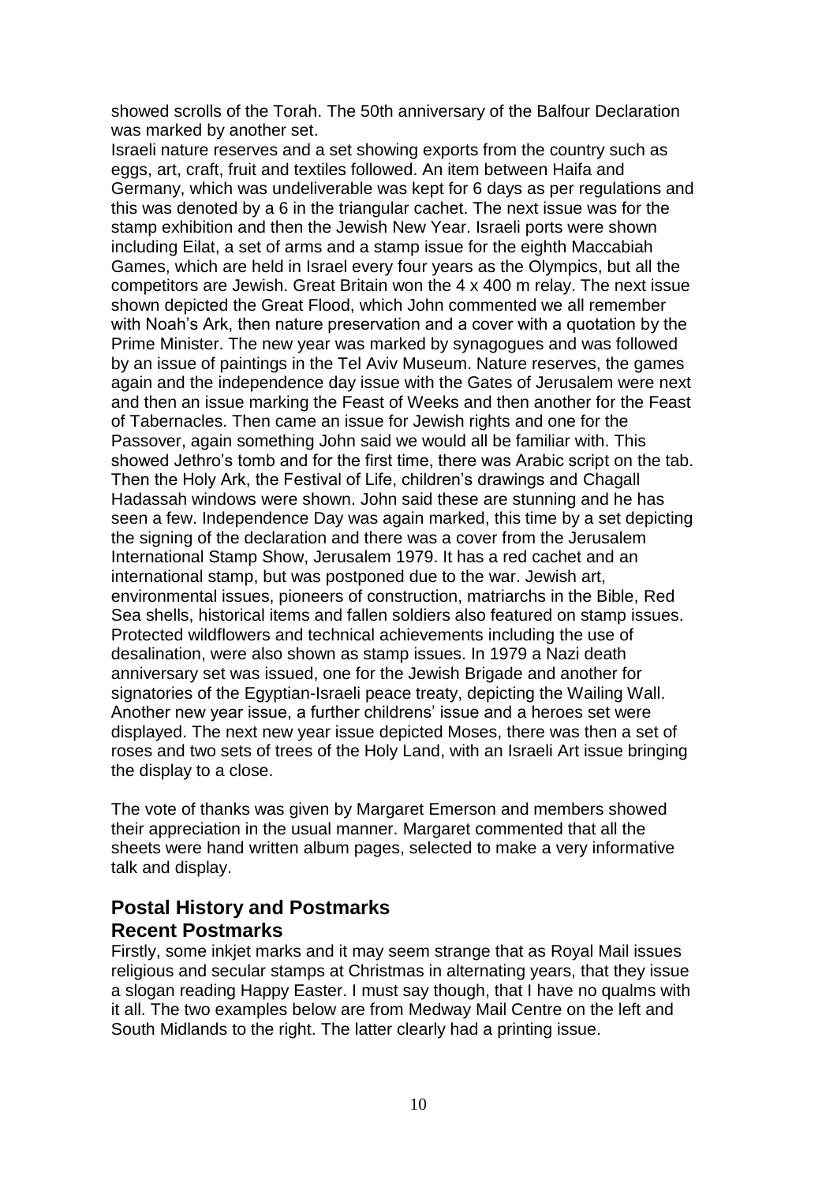showed scrolls of the Torah. The 50th anniversary of the Balfour Declaration was marked by another set.

Israeli nature reserves and a set showing exports from the country such as eggs, art, craft, fruit and textiles followed. An item between Haifa and Germany, which was undeliverable was kept for 6 days as per regulations and this was denoted by a 6 in the triangular cachet. The next issue was for the stamp exhibition and then the Jewish New Year. Israeli ports were shown including Eilat, a set of arms and a stamp issue for the eighth Maccabiah Games, which are held in Israel every four years as the Olympics, but all the competitors are Jewish. Great Britain won the 4 x 400 m relay. The next issue shown depicted the Great Flood, which John commented we all remember with Noah's Ark, then nature preservation and a cover with a quotation by the Prime Minister. The new year was marked by synagogues and was followed by an issue of paintings in the Tel Aviv Museum. Nature reserves, the games again and the independence day issue with the Gates of Jerusalem were next and then an issue marking the Feast of Weeks and then another for the Feast of Tabernacles. Then came an issue for Jewish rights and one for the Passover, again something John said we would all be familiar with. This showed Jethro's tomb and for the first time, there was Arabic script on the tab. Then the Holy Ark, the Festival of Life, children's drawings and Chagall Hadassah windows were shown. John said these are stunning and he has seen a few. Independence Day was again marked, this time by a set depicting the signing of the declaration and there was a cover from the Jerusalem International Stamp Show, Jerusalem 1979. It has a red cachet and an international stamp, but was postponed due to the war. Jewish art, environmental issues, pioneers of construction, matriarchs in the Bible, Red Sea shells, historical items and fallen soldiers also featured on stamp issues. Protected wildflowers and technical achievements including the use of desalination, were also shown as stamp issues. In 1979 a Nazi death anniversary set was issued, one for the Jewish Brigade and another for signatories of the Egyptian-Israeli peace treaty, depicting the Wailing Wall. Another new year issue, a further childrens' issue and a heroes set were displayed. The next new year issue depicted Moses, there was then a set of roses and two sets of trees of the Holy Land, with an Israeli Art issue bringing the display to a close.

The vote of thanks was given by Margaret Emerson and members showed their appreciation in the usual manner. Margaret commented that all the sheets were hand written album pages, selected to make a very informative talk and display.

## Postal History and Postmarks

## Recent Postmarks

Firstly, some inkjet marks and it may seem strange that as Royal Mail issues religious and secular stamps at Christmas in alternating years, that they issue a slogan reading Happy Easter. I must say though, that I have no qualms with it all. The two examples below are from Medway Mail Centre on the left and South Midlands to the right. The latter clearly had a printing issue.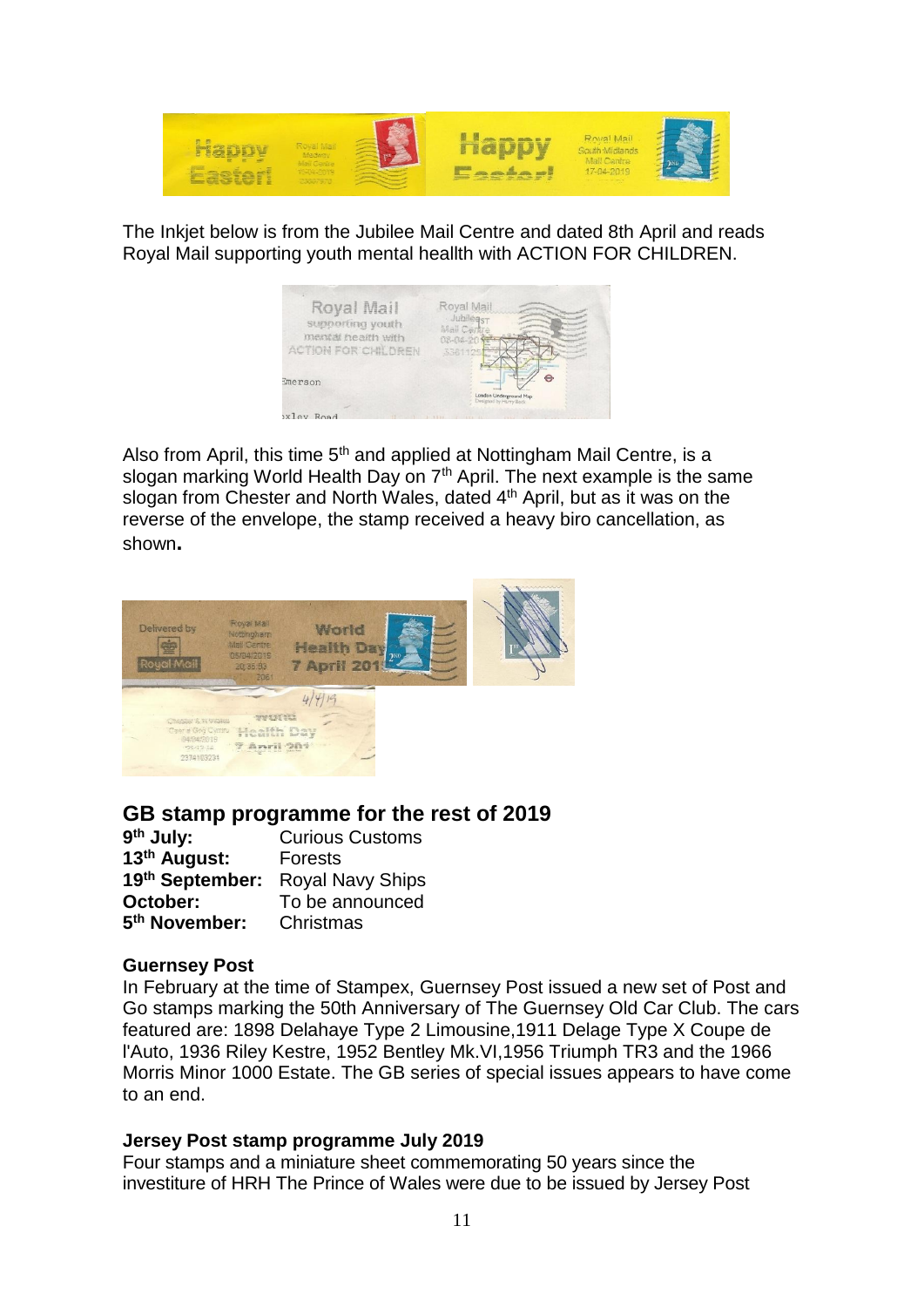The Inkjet below is from the Jubilee Mail Centre and dated 8th April and reads Royal Mail supporting youth mental heallth with ACTION FOR CHILDREN.

Also from April, this time 5th and applied at Nottingham Mail Centre, is a slogan marking World Health Day on 7th April. The next example is the same slogan from Chester and North Wales, dated 4th April, but as it was on the reverse of the envelope, the stamp received a heavy biro cancellation, as shown**.**

## GB stamp programme for the rest of 2019

|  |  |
|---|---|
| **9th July:** | Curious Customs |
| **13th August:** | Forests |
| **19th September:** | Royal Navy Ships |
| **October:** | To be announced |
| **5th November:** | Christmas |

### Guernsey Post

In February at the time of Stampex, Guernsey Post issued a new set of Post and Go stamps marking the 50th Anniversary of The Guernsey Old Car Club. The cars featured are: 1898 Delahaye Type 2 Limousine,1911 Delage Type X Coupe de l'Auto, 1936 Riley Kestre, 1952 Bentley Mk.VI,1956 Triumph TR3 and the 1966 Morris Minor 1000 Estate. The GB series of special issues appears to have come to an end.

### Jersey Post stamp programme July 2019

Four stamps and a miniature sheet commemorating 50 years since the investiture of HRH The Prince of Wales were due to be issued by Jersey Post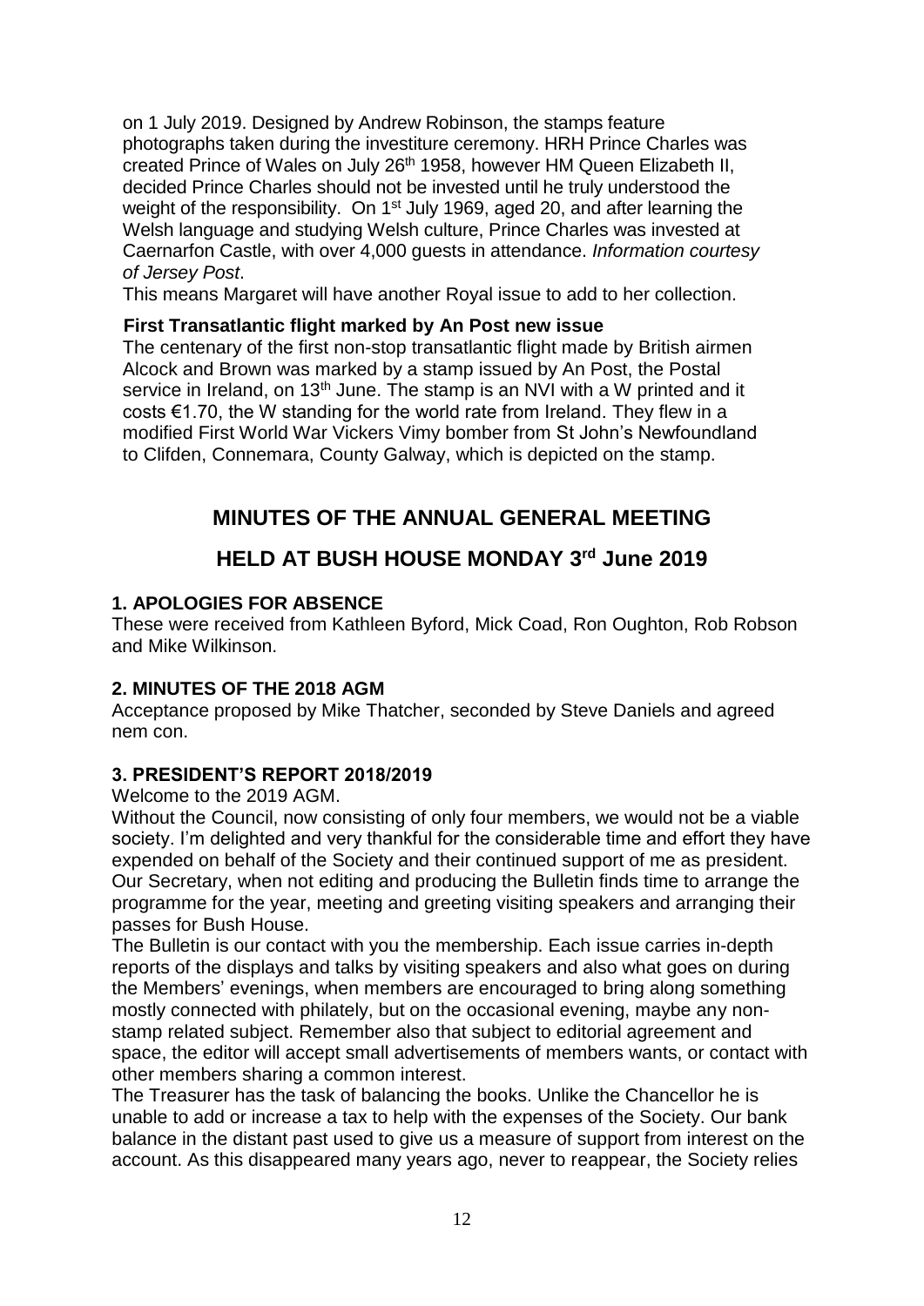on 1 July 2019. Designed by Andrew Robinson, the stamps feature photographs taken during the investiture ceremony. HRH Prince Charles was created Prince of Wales on July 26th 1958, however HM Queen Elizabeth II, decided Prince Charles should not be invested until he truly understood the weight of the responsibility. On 1st July 1969, aged 20, and after learning the Welsh language and studying Welsh culture, Prince Charles was invested at Caernarfon Castle, with over 4,000 guests in attendance. *Information courtesy of Jersey Post*.

This means Margaret will have another Royal issue to add to her collection.

**First Transatlantic flight marked by An Post new issue**

The centenary of the first non-stop transatlantic flight made by British airmen Alcock and Brown was marked by a stamp issued by An Post, the Postal service in Ireland, on 13th June. The stamp is an NVI with a W printed and it costs €1.70, the W standing for the world rate from Ireland. They flew in a modified First World War Vickers Vimy bomber from St John's Newfoundland to Clifden, Connemara, County Galway, which is depicted on the stamp.

## MINUTES OF THE ANNUAL GENERAL MEETING

## HELD AT BUSH HOUSE MONDAY 3rd June 2019

### 1. APOLOGIES FOR ABSENCE

These were received from Kathleen Byford, Mick Coad, Ron Oughton, Rob Robson and Mike Wilkinson.

### 2. MINUTES OF THE 2018 AGM

Acceptance proposed by Mike Thatcher, seconded by Steve Daniels and agreed nem con.

### 3. PRESIDENT'S REPORT 2018/2019

Welcome to the 2019 AGM.

Without the Council, now consisting of only four members, we would not be a viable society. I'm delighted and very thankful for the considerable time and effort they have expended on behalf of the Society and their continued support of me as president. Our Secretary, when not editing and producing the Bulletin finds time to arrange the programme for the year, meeting and greeting visiting speakers and arranging their passes for Bush House.

The Bulletin is our contact with you the membership. Each issue carries in-depth reports of the displays and talks by visiting speakers and also what goes on during the Members' evenings, when members are encouraged to bring along something mostly connected with philately, but on the occasional evening, maybe any non-stamp related subject. Remember also that subject to editorial agreement and space, the editor will accept small advertisements of members wants, or contact with other members sharing a common interest.

The Treasurer has the task of balancing the books. Unlike the Chancellor he is unable to add or increase a tax to help with the expenses of the Society. Our bank balance in the distant past used to give us a measure of support from interest on the account. As this disappeared many years ago, never to reappear, the Society relies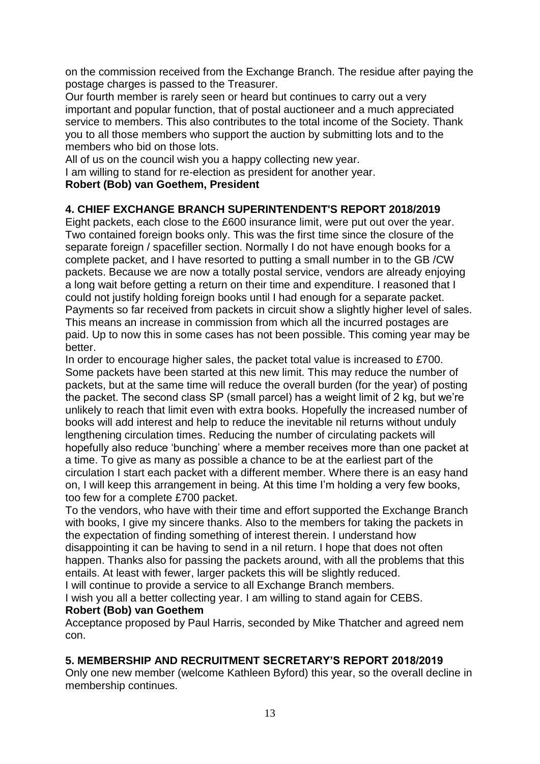on the commission received from the Exchange Branch. The residue after paying the postage charges is passed to the Treasurer.

Our fourth member is rarely seen or heard but continues to carry out a very important and popular function, that of postal auctioneer and a much appreciated service to members. This also contributes to the total income of the Society. Thank you to all those members who support the auction by submitting lots and to the members who bid on those lots.

All of us on the council wish you a happy collecting new year.

I am willing to stand for re-election as president for another year.

**Robert (Bob) van Goethem, President**

## 4. CHIEF EXCHANGE BRANCH SUPERINTENDENT'S REPORT 2018/2019

Eight packets, each close to the £600 insurance limit, were put out over the year. Two contained foreign books only. This was the first time since the closure of the separate foreign / spacefiller section. Normally I do not have enough books for a complete packet, and I have resorted to putting a small number in to the GB /CW packets. Because we are now a totally postal service, vendors are already enjoying a long wait before getting a return on their time and expenditure. I reasoned that I could not justify holding foreign books until I had enough for a separate packet. Payments so far received from packets in circuit show a slightly higher level of sales. This means an increase in commission from which all the incurred postages are paid. Up to now this in some cases has not been possible. This coming year may be better.

In order to encourage higher sales, the packet total value is increased to £700. Some packets have been started at this new limit. This may reduce the number of packets, but at the same time will reduce the overall burden (for the year) of posting the packet. The second class SP (small parcel) has a weight limit of 2 kg, but we're unlikely to reach that limit even with extra books. Hopefully the increased number of books will add interest and help to reduce the inevitable nil returns without unduly lengthening circulation times. Reducing the number of circulating packets will hopefully also reduce 'bunching' where a member receives more than one packet at a time. To give as many as possible a chance to be at the earliest part of the circulation I start each packet with a different member. Where there is an easy hand on, I will keep this arrangement in being. At this time I'm holding a very few books, too few for a complete £700 packet.

To the vendors, who have with their time and effort supported the Exchange Branch with books, I give my sincere thanks. Also to the members for taking the packets in the expectation of finding something of interest therein. I understand how disappointing it can be having to send in a nil return. I hope that does not often happen. Thanks also for passing the packets around, with all the problems that this entails. At least with fewer, larger packets this will be slightly reduced.

I will continue to provide a service to all Exchange Branch members.

I wish you all a better collecting year. I am willing to stand again for CEBS.

**Robert (Bob) van Goethem**

Acceptance proposed by Paul Harris, seconded by Mike Thatcher and agreed nem con.

## 5. MEMBERSHIP AND RECRUITMENT SECRETARY'S REPORT 2018/2019

Only one new member (welcome Kathleen Byford) this year, so the overall decline in membership continues.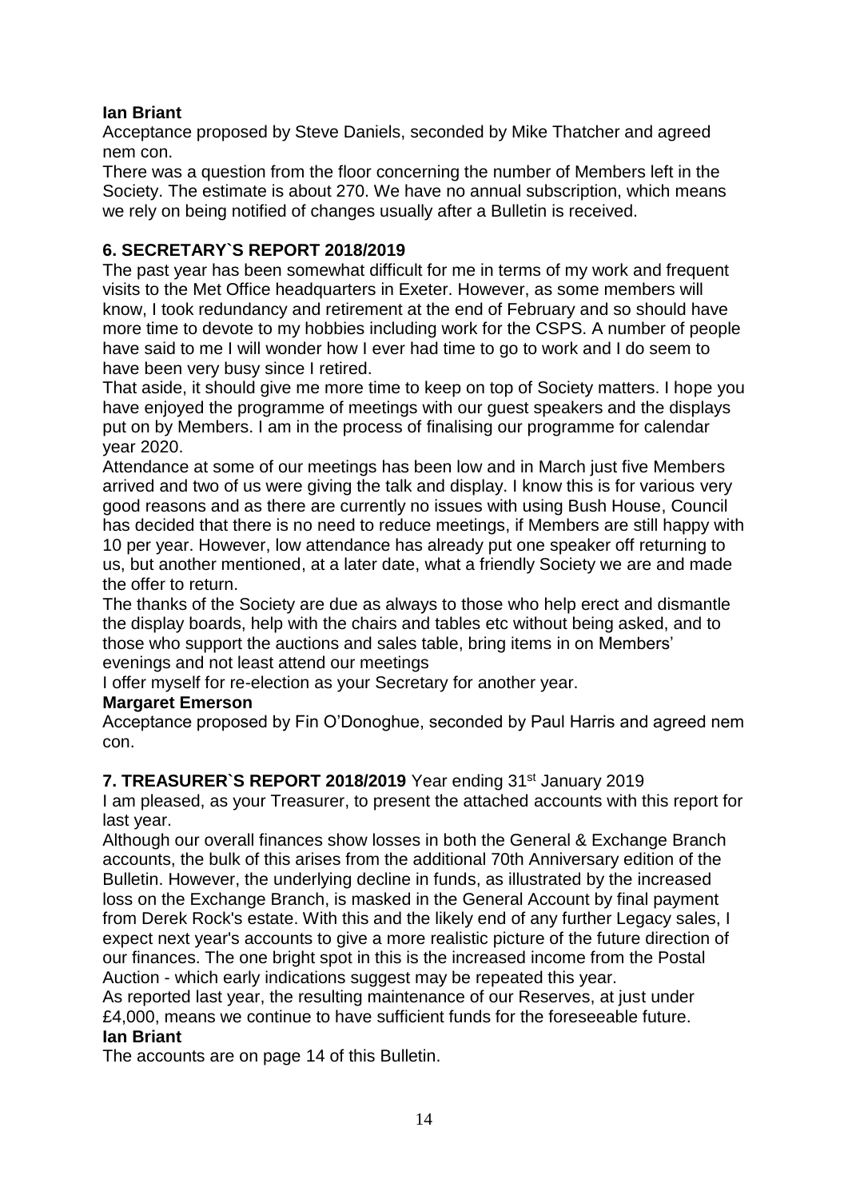**Ian Briant**

Acceptance proposed by Steve Daniels, seconded by Mike Thatcher and agreed nem con.

There was a question from the floor concerning the number of Members left in the Society. The estimate is about 270. We have no annual subscription, which means we rely on being notified of changes usually after a Bulletin is received.

## 6. SECRETARY`S REPORT 2018/2019

The past year has been somewhat difficult for me in terms of my work and frequent visits to the Met Office headquarters in Exeter. However, as some members will know, I took redundancy and retirement at the end of February and so should have more time to devote to my hobbies including work for the CSPS. A number of people have said to me I will wonder how I ever had time to go to work and I do seem to have been very busy since I retired.

That aside, it should give me more time to keep on top of Society matters. I hope you have enjoyed the programme of meetings with our guest speakers and the displays put on by Members. I am in the process of finalising our programme for calendar year 2020.

Attendance at some of our meetings has been low and in March just five Members arrived and two of us were giving the talk and display. I know this is for various very good reasons and as there are currently no issues with using Bush House, Council has decided that there is no need to reduce meetings, if Members are still happy with 10 per year. However, low attendance has already put one speaker off returning to us, but another mentioned, at a later date, what a friendly Society we are and made the offer to return.

The thanks of the Society are due as always to those who help erect and dismantle the display boards, help with the chairs and tables etc without being asked, and to those who support the auctions and sales table, bring items in on Members' evenings and not least attend our meetings

I offer myself for re-election as your Secretary for another year.

**Margaret Emerson**

Acceptance proposed by Fin O'Donoghue, seconded by Paul Harris and agreed nem con.

## 7. TREASURER`S REPORT 2018/2019 Year ending 31st January 2019

I am pleased, as your Treasurer, to present the attached accounts with this report for last year.

Although our overall finances show losses in both the General & Exchange Branch accounts, the bulk of this arises from the additional 70th Anniversary edition of the Bulletin. However, the underlying decline in funds, as illustrated by the increased loss on the Exchange Branch, is masked in the General Account by final payment from Derek Rock's estate. With this and the likely end of any further Legacy sales, I expect next year's accounts to give a more realistic picture of the future direction of our finances. The one bright spot in this is the increased income from the Postal Auction - which early indications suggest may be repeated this year.

As reported last year, the resulting maintenance of our Reserves, at just under £4,000, means we continue to have sufficient funds for the foreseeable future.

**Ian Briant**

The accounts are on page 14 of this Bulletin.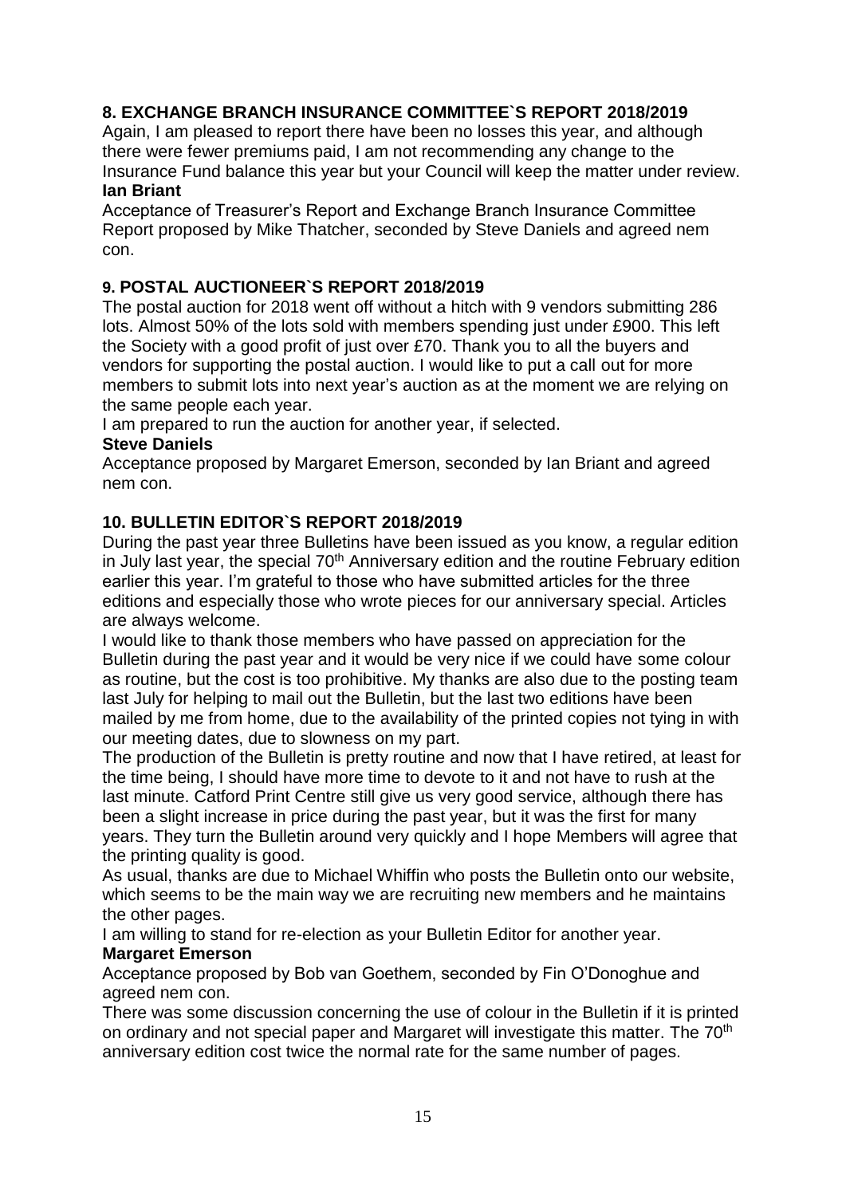## 8. EXCHANGE BRANCH INSURANCE COMMITTEE`S REPORT 2018/2019

Again, I am pleased to report there have been no losses this year, and although there were fewer premiums paid, I am not recommending any change to the Insurance Fund balance this year but your Council will keep the matter under review.

**Ian Briant**

Acceptance of Treasurer's Report and Exchange Branch Insurance Committee Report proposed by Mike Thatcher, seconded by Steve Daniels and agreed nem con.

## 9. POSTAL AUCTIONEER`S REPORT 2018/2019

The postal auction for 2018 went off without a hitch with 9 vendors submitting 286 lots. Almost 50% of the lots sold with members spending just under £900. This left the Society with a good profit of just over £70. Thank you to all the buyers and vendors for supporting the postal auction. I would like to put a call out for more members to submit lots into next year's auction as at the moment we are relying on the same people each year.

I am prepared to run the auction for another year, if selected.

**Steve Daniels**

Acceptance proposed by Margaret Emerson, seconded by Ian Briant and agreed nem con.

## 10. BULLETIN EDITOR`S REPORT 2018/2019

During the past year three Bulletins have been issued as you know, a regular edition in July last year, the special 70th Anniversary edition and the routine February edition earlier this year. I'm grateful to those who have submitted articles for the three editions and especially those who wrote pieces for our anniversary special. Articles are always welcome.

I would like to thank those members who have passed on appreciation for the Bulletin during the past year and it would be very nice if we could have some colour as routine, but the cost is too prohibitive. My thanks are also due to the posting team last July for helping to mail out the Bulletin, but the last two editions have been mailed by me from home, due to the availability of the printed copies not tying in with our meeting dates, due to slowness on my part.

The production of the Bulletin is pretty routine and now that I have retired, at least for the time being, I should have more time to devote to it and not have to rush at the last minute. Catford Print Centre still give us very good service, although there has been a slight increase in price during the past year, but it was the first for many years. They turn the Bulletin around very quickly and I hope Members will agree that the printing quality is good.

As usual, thanks are due to Michael Whiffin who posts the Bulletin onto our website, which seems to be the main way we are recruiting new members and he maintains the other pages.

I am willing to stand for re-election as your Bulletin Editor for another year.

**Margaret Emerson**

Acceptance proposed by Bob van Goethem, seconded by Fin O'Donoghue and agreed nem con.

There was some discussion concerning the use of colour in the Bulletin if it is printed on ordinary and not special paper and Margaret will investigate this matter. The 70th anniversary edition cost twice the normal rate for the same number of pages.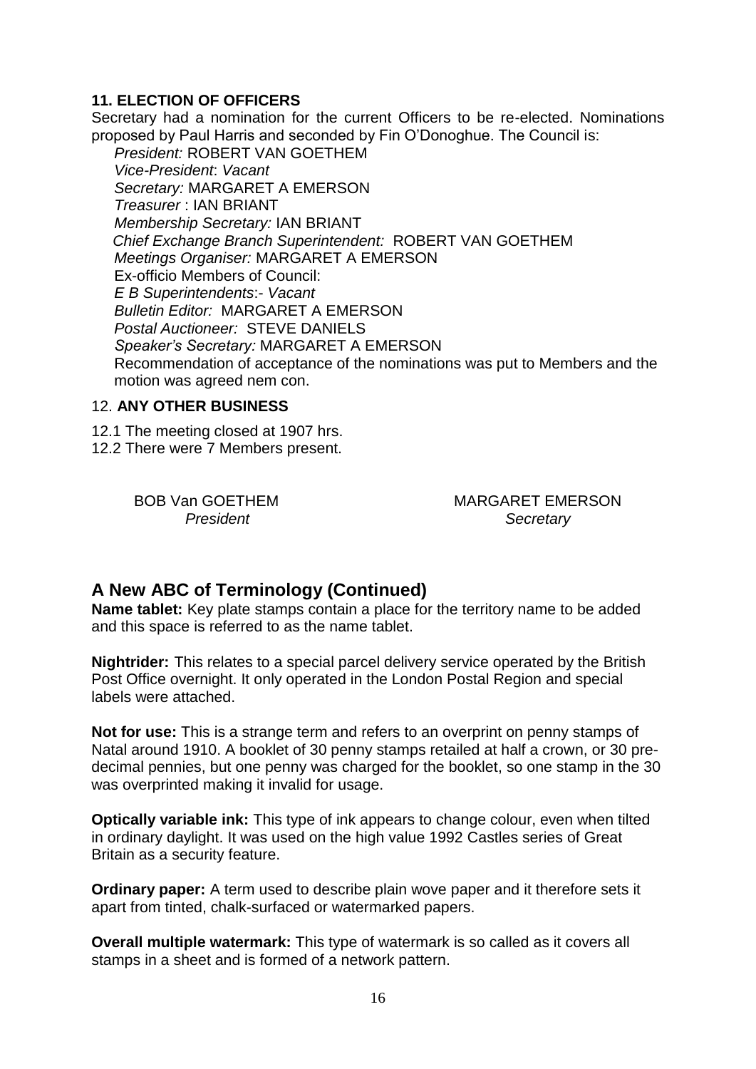### 11. ELECTION OF OFFICERS

Secretary had a nomination for the current Officers to be re-elected. Nominations proposed by Paul Harris and seconded by Fin O'Donoghue. The Council is:

*President:* ROBERT VAN GOETHEM
*Vice-President*: *Vacant*
*Secretary:* MARGARET A EMERSON
*Treasurer* : IAN BRIANT
*Membership Secretary:* IAN BRIANT
*Chief Exchange Branch Superintendent:* ROBERT VAN GOETHEM
*Meetings Organiser:* MARGARET A EMERSON
Ex-officio Members of Council:
*E B Superintendents*:- *Vacant*
*Bulletin Editor:* MARGARET A EMERSON
*Postal Auctioneer:* STEVE DANIELS
*Speaker's Secretary:* MARGARET A EMERSON

Recommendation of acceptance of the nominations was put to Members and the motion was agreed nem con.

### 12. ANY OTHER BUSINESS

12.1 The meeting closed at 1907 hrs.
12.2 There were 7 Members present.

BOB Van GOETHEM
*President*

MARGARET EMERSON
*Secretary*

## A New ABC of Terminology (Continued)

**Name tablet:** Key plate stamps contain a place for the territory name to be added and this space is referred to as the name tablet.

**Nightrider:** This relates to a special parcel delivery service operated by the British Post Office overnight. It only operated in the London Postal Region and special labels were attached.

**Not for use:** This is a strange term and refers to an overprint on penny stamps of Natal around 1910. A booklet of 30 penny stamps retailed at half a crown, or 30 pre-decimal pennies, but one penny was charged for the booklet, so one stamp in the 30 was overprinted making it invalid for usage.

**Optically variable ink:** This type of ink appears to change colour, even when tilted in ordinary daylight. It was used on the high value 1992 Castles series of Great Britain as a security feature.

**Ordinary paper:** A term used to describe plain wove paper and it therefore sets it apart from tinted, chalk-surfaced or watermarked papers.

**Overall multiple watermark:** This type of watermark is so called as it covers all stamps in a sheet and is formed of a network pattern.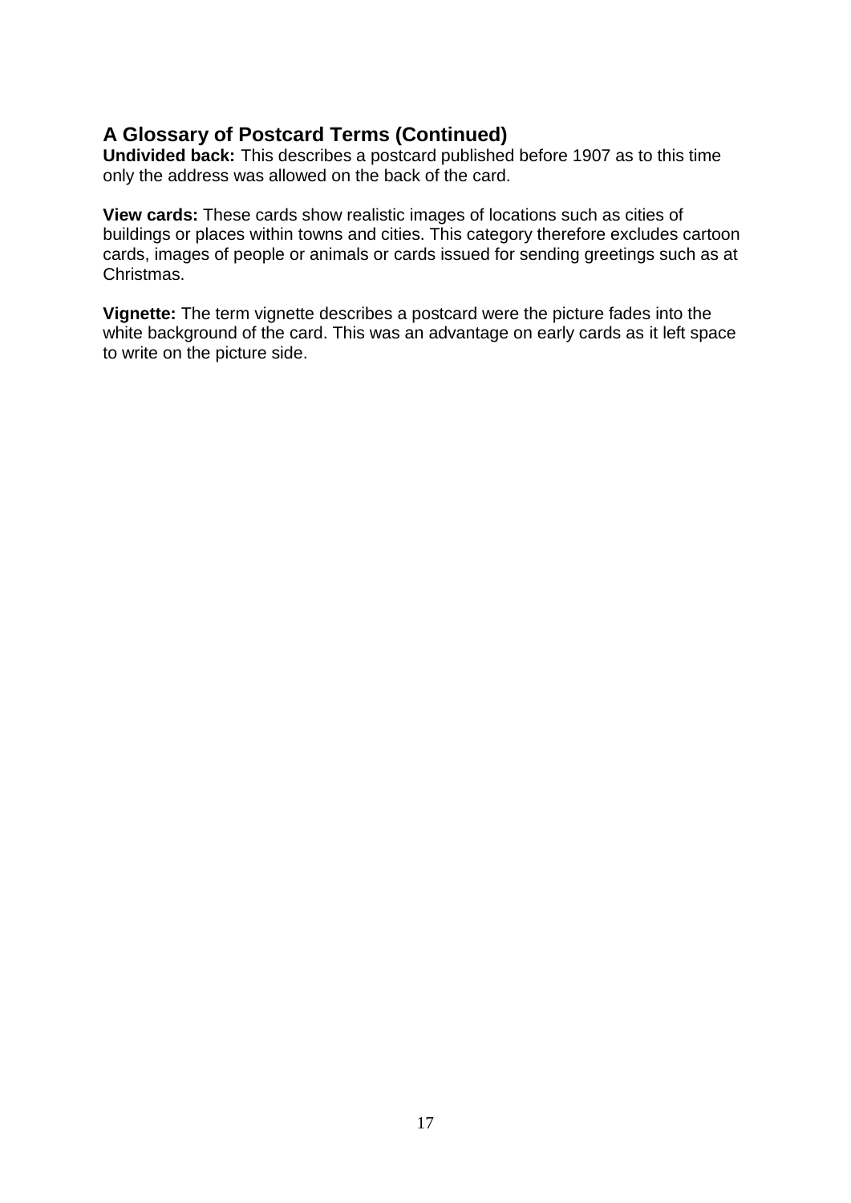## A Glossary of Postcard Terms (Continued)

**Undivided back:** This describes a postcard published before 1907 as to this time only the address was allowed on the back of the card.

**View cards:** These cards show realistic images of locations such as cities of buildings or places within towns and cities. This category therefore excludes cartoon cards, images of people or animals or cards issued for sending greetings such as at Christmas.

**Vignette:** The term vignette describes a postcard were the picture fades into the white background of the card. This was an advantage on early cards as it left space to write on the picture side.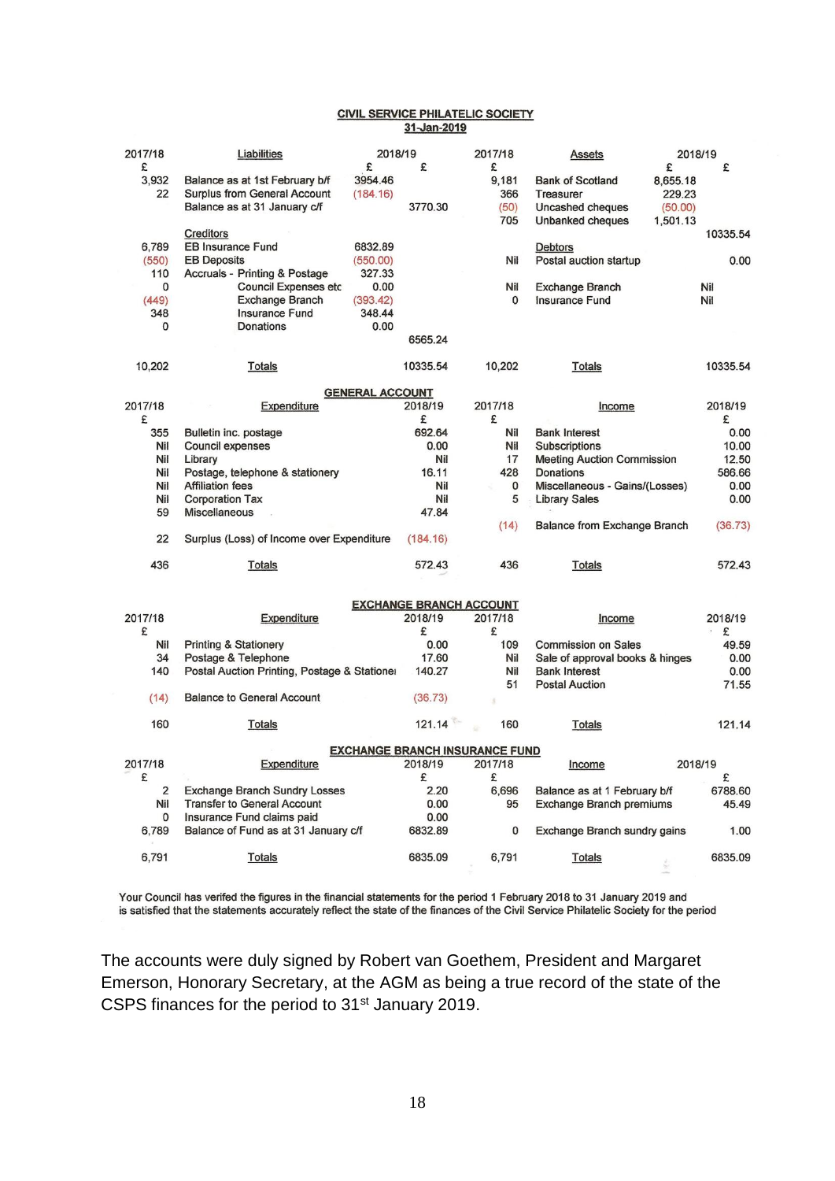**CIVIL SERVICE PHILATELIC SOCIETY**

**31-Jan-2019**

| 2017/18 | Liabilities | 2018/19 | | 2017/18 | Assets | 2018/19 | |
|---|---|---|---|---|---|---|---|
| £ | | £ | £ | £ | | £ | £ |
| 3,932 | Balance as at 1st February b/f | 3954.46 | | 9,181 | Bank of Scotland | 8,655.18 | |
| 22 | Surplus from General Account | (184.16) | | 366 | Treasurer | 229.23 | |
| | Balance as at 31 January c/f | | 3770.30 | (50) | Uncashed cheques | (50.00) | |
| | | | | 705 | Unbanked cheques | 1,501.13 | |
| | Creditors | | | | | | 10335.54 |
| 6,789 | EB Insurance Fund | 6832.89 | | | Debtors | | |
| (550) | EB Deposits | (550.00) | | Nil | Postal auction startup | | 0.00 |
| 110 | Accruals - Printing & Postage | 327.33 | | | | | |
| 0 | Council Expenses etc | 0.00 | | Nil | Exchange Branch | Nil | |
| (449) | Exchange Branch | (393.42) | | 0 | Insurance Fund | Nil | |
| 348 | Insurance Fund | 348.44 | | | | | |
| 0 | Donations | 0.00 | | | | | |
| | | | 6565.24 | | | | |
| 10,202 | Totals | | 10335.54 | 10,202 | Totals | | 10335.54 |

**GENERAL ACCOUNT**

| 2017/18 | Expenditure | 2018/19 | 2017/18 | Income | 2018/19 |
|---|---|---|---|---|---|
| £ | | £ | £ | | £ |
| 355 | Bulletin inc. postage | 692.64 | Nil | Bank Interest | 0.00 |
| Nil | Council expenses | 0.00 | Nil | Subscriptions | 10.00 |
| Nil | Library | Nil | 17 | Meeting Auction Commission | 12.50 |
| Nil | Postage, telephone & stationery | 16.11 | 428 | Donations | 586.66 |
| Nil | Affiliation fees | Nil | 0 | Miscellaneous - Gains/(Losses) | 0.00 |
| Nil | Corporation Tax | Nil | 5 | Library Sales | 0.00 |
| 59 | Miscellaneous | 47.84 | | | |
| | | | (14) | Balance from Exchange Branch | (36.73) |
| 22 | Surplus (Loss) of Income over Expenditure | (184.16) | | | |
| 436 | Totals | 572.43 | 436 | Totals | 572.43 |

**EXCHANGE BRANCH ACCOUNT**

| 2017/18 | Expenditure | 2018/19 | 2017/18 | Income | 2018/19 |
|---|---|---|---|---|---|
| £ | | £ | £ | | £ |
| Nil | Printing & Stationery | 0.00 | 109 | Commission on Sales | 49.59 |
| 34 | Postage & Telephone | 17.60 | Nil | Sale of approval books & hinges | 0.00 |
| 140 | Postal Auction Printing, Postage & Stationei | 140.27 | Nil | Bank Interest | 0.00 |
| | | | 51 | Postal Auction | 71.55 |
| (14) | Balance to General Account | (36.73) | | | |
| 160 | Totals | 121.14 | 160 | Totals | 121.14 |

**EXCHANGE BRANCH INSURANCE FUND**

| 2017/18 | Expenditure | 2018/19 | 2017/18 | Income | 2018/19 |
|---|---|---|---|---|---|
| £ | | £ | £ | | £ |
| 2 | Exchange Branch Sundry Losses | 2.20 | 6,696 | Balance as at 1 February b/f | 6788.60 |
| Nil | Transfer to General Account | 0.00 | 95 | Exchange Branch premiums | 45.49 |
| 0 | Insurance Fund claims paid | 0.00 | | | |
| 6,789 | Balance of Fund as at 31 January c/f | 6832.89 | 0 | Exchange Branch sundry gains | 1.00 |
| 6,791 | Totals | 6835.09 | 6,791 | Totals | 6835.09 |

Your Council has verifed the figures in the financial statements for the period 1 February 2018 to 31 January 2019 and is satisfied that the statements accurately reflect the state of the finances of the Civil Service Philatelic Society for the period

The accounts were duly signed by Robert van Goethem, President and Margaret Emerson, Honorary Secretary, at the AGM as being a true record of the state of the CSPS finances for the period to 31st January 2019.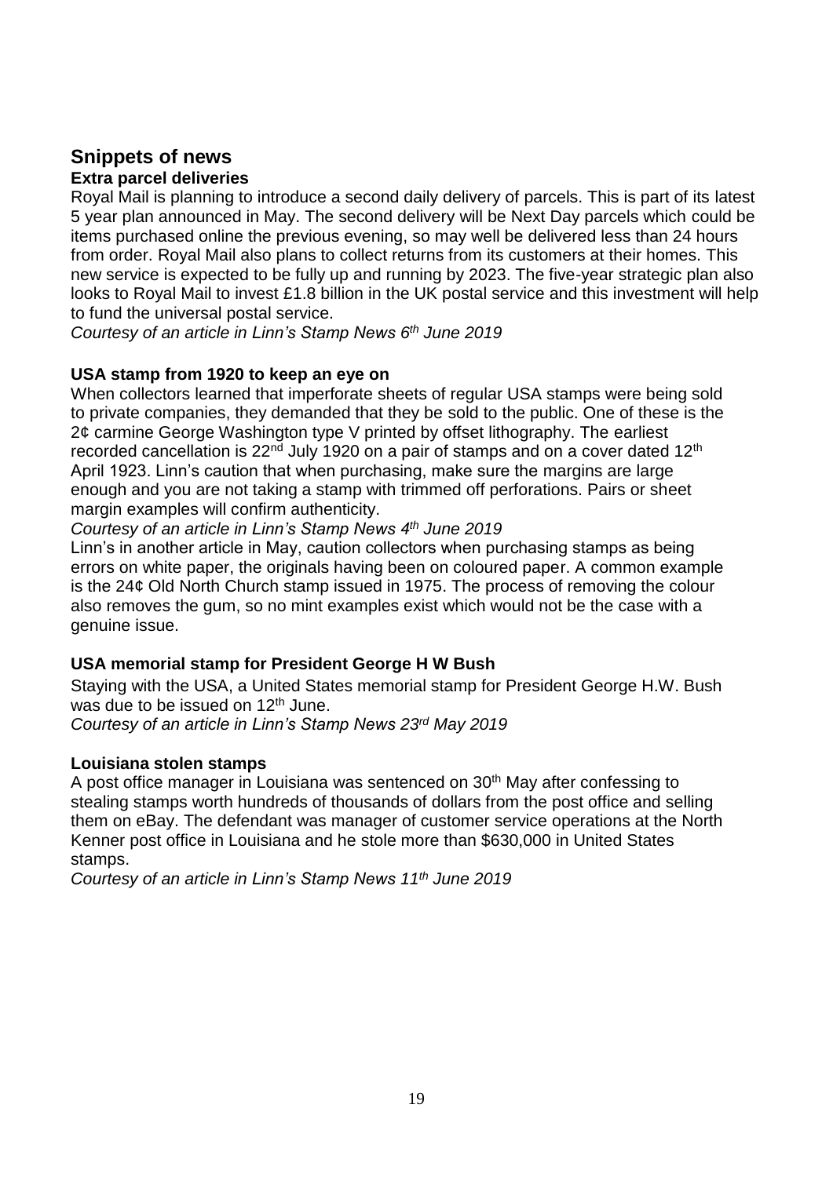## Snippets of news

### Extra parcel deliveries

Royal Mail is planning to introduce a second daily delivery of parcels. This is part of its latest 5 year plan announced in May. The second delivery will be Next Day parcels which could be items purchased online the previous evening, so may well be delivered less than 24 hours from order. Royal Mail also plans to collect returns from its customers at their homes. This new service is expected to be fully up and running by 2023. The five-year strategic plan also looks to Royal Mail to invest £1.8 billion in the UK postal service and this investment will help to fund the universal postal service.

*Courtesy of an article in Linn's Stamp News 6th June 2019*

### USA stamp from 1920 to keep an eye on

When collectors learned that imperforate sheets of regular USA stamps were being sold to private companies, they demanded that they be sold to the public. One of these is the 2¢ carmine George Washington type V printed by offset lithography. The earliest recorded cancellation is 22nd July 1920 on a pair of stamps and on a cover dated 12th April 1923. Linn's caution that when purchasing, make sure the margins are large enough and you are not taking a stamp with trimmed off perforations. Pairs or sheet margin examples will confirm authenticity.

*Courtesy of an article in Linn's Stamp News 4th June 2019*

Linn's in another article in May, caution collectors when purchasing stamps as being errors on white paper, the originals having been on coloured paper. A common example is the 24¢ Old North Church stamp issued in 1975. The process of removing the colour also removes the gum, so no mint examples exist which would not be the case with a genuine issue.

### USA memorial stamp for President George H W Bush

Staying with the USA, a United States memorial stamp for President George H.W. Bush was due to be issued on 12th June.

*Courtesy of an article in Linn's Stamp News 23rd May 2019*

### Louisiana stolen stamps

A post office manager in Louisiana was sentenced on 30th May after confessing to stealing stamps worth hundreds of thousands of dollars from the post office and selling them on eBay. The defendant was manager of customer service operations at the North Kenner post office in Louisiana and he stole more than $630,000 in United States stamps.

*Courtesy of an article in Linn's Stamp News 11th June 2019*